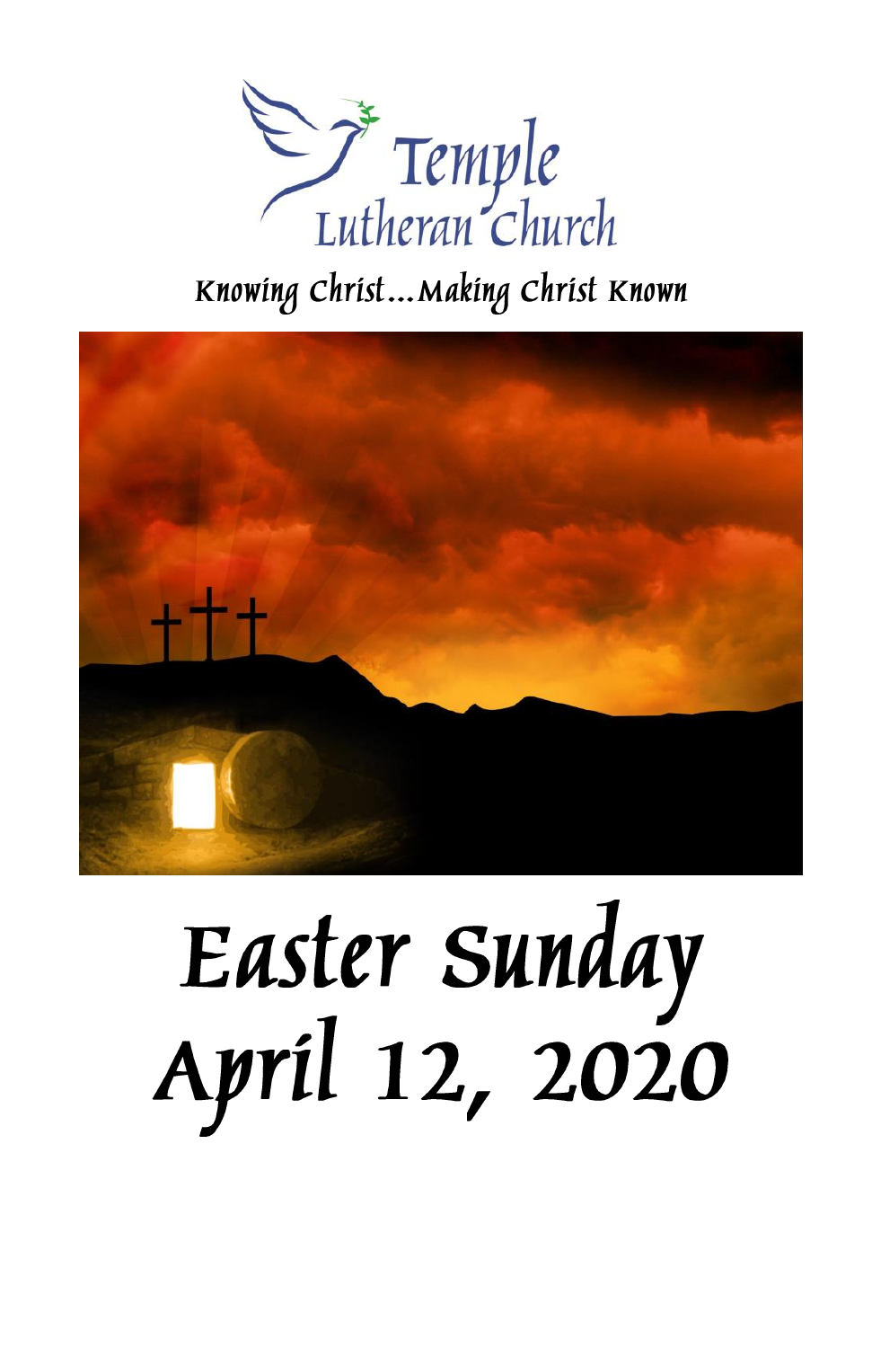# Temple Lutheran Church

Knowing Christ…Making Christ Known

# Easter Sunday
# April 12, 2020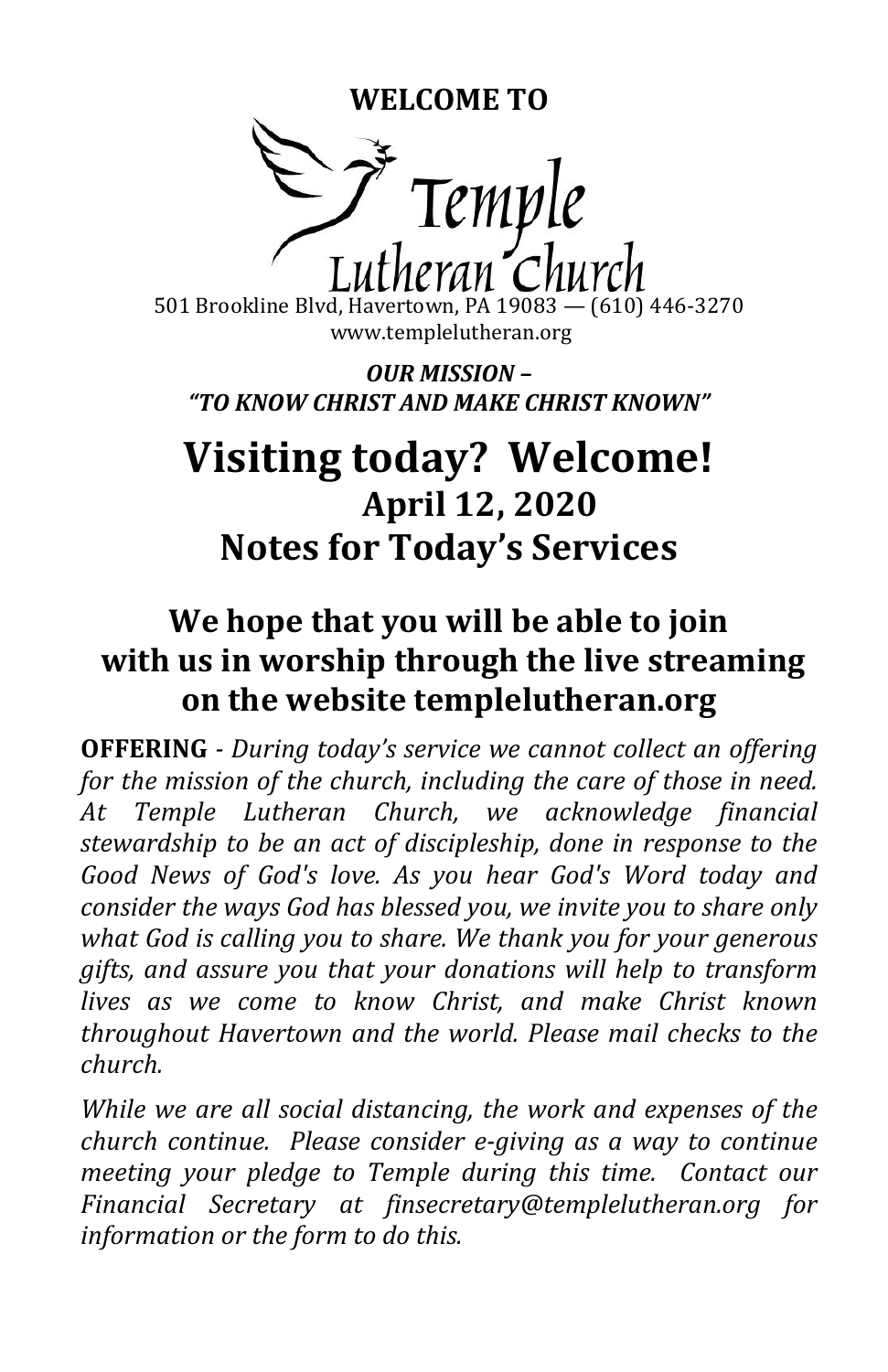**WELCOME TO**

# Temple Lutheran Church

501 Brookline Blvd, Havertown, PA 19083 — (610) 446-3270
www.templelutheran.org

***OUR MISSION – "TO KNOW CHRIST AND MAKE CHRIST KNOWN"***

# Visiting today? Welcome!

## April 12, 2020

## Notes for Today's Services

## We hope that you will be able to join with us in worship through the live streaming on the website templelutheran.org

**OFFERING** - *During today's service we cannot collect an offering for the mission of the church, including the care of those in need. At Temple Lutheran Church, we acknowledge financial stewardship to be an act of discipleship, done in response to the Good News of God's love. As you hear God's Word today and consider the ways God has blessed you, we invite you to share only what God is calling you to share. We thank you for your generous gifts, and assure you that your donations will help to transform lives as we come to know Christ, and make Christ known throughout Havertown and the world. Please mail checks to the church.*

*While we are all social distancing, the work and expenses of the church continue. Please consider e-giving as a way to continue meeting your pledge to Temple during this time. Contact our Financial Secretary at finsecretary@templelutheran.org for information or the form to do this.*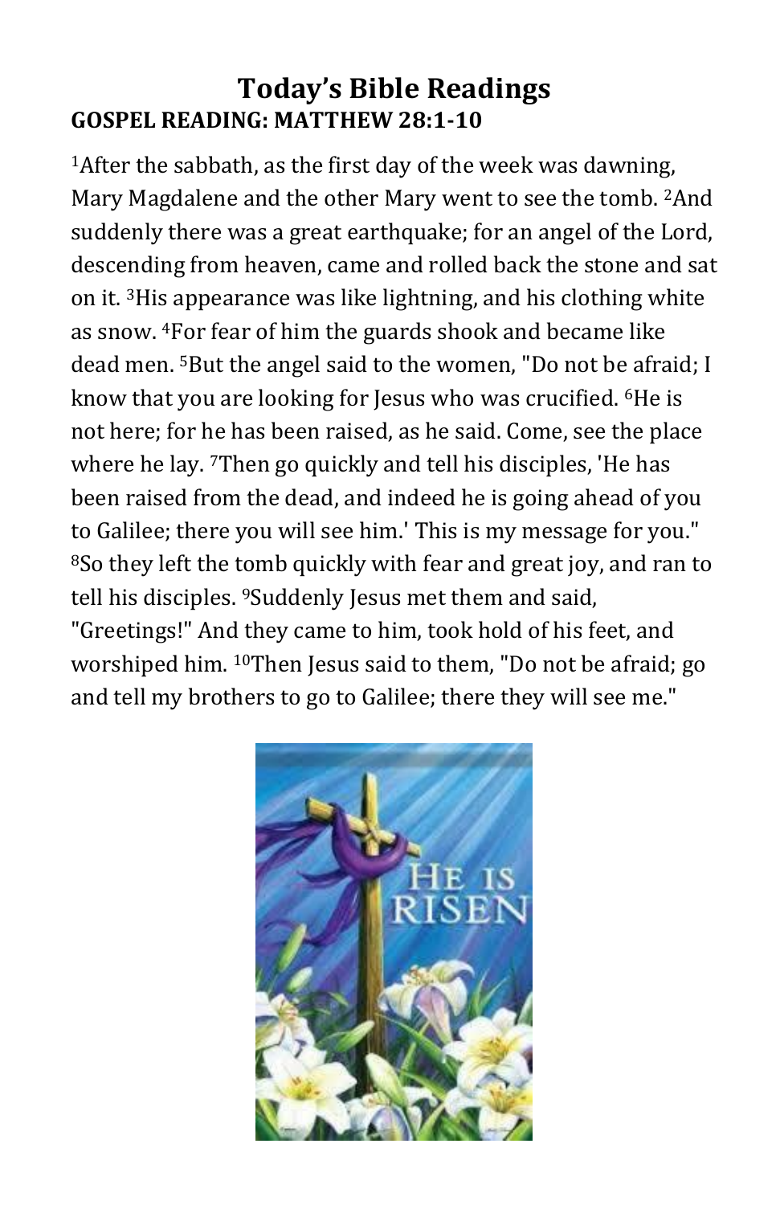# Today's Bible Readings

## GOSPEL READING: MATTHEW 28:1-10

[1]After the sabbath, as the first day of the week was dawning, Mary Magdalene and the other Mary went to see the tomb. [2]And suddenly there was a great earthquake; for an angel of the Lord, descending from heaven, came and rolled back the stone and sat on it. [3]His appearance was like lightning, and his clothing white as snow. [4]For fear of him the guards shook and became like dead men. [5]But the angel said to the women, "Do not be afraid; I know that you are looking for Jesus who was crucified. [6]He is not here; for he has been raised, as he said. Come, see the place where he lay. [7]Then go quickly and tell his disciples, 'He has been raised from the dead, and indeed he is going ahead of you to Galilee; there you will see him.' This is my message for you." [8]So they left the tomb quickly with fear and great joy, and ran to tell his disciples. [9]Suddenly Jesus met them and said, "Greetings!" And they came to him, took hold of his feet, and worshiped him. [10]Then Jesus said to them, "Do not be afraid; go and tell my brothers to go to Galilee; there they will see me."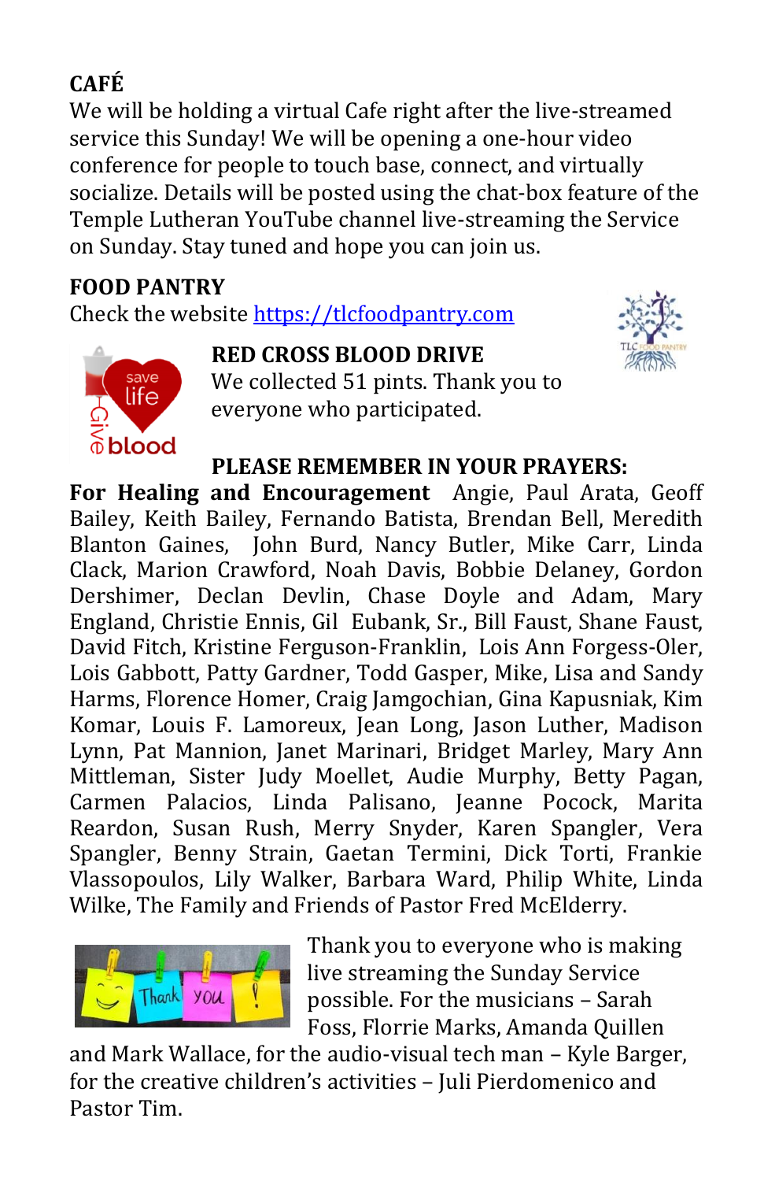## CAFÉ

We will be holding a virtual Cafe right after the live-streamed service this Sunday! We will be opening a one-hour video conference for people to touch base, connect, and virtually socialize. Details will be posted using the chat-box feature of the Temple Lutheran YouTube channel live-streaming the Service on Sunday. Stay tuned and hope you can join us.

## FOOD PANTRY

Check the website https://tlcfoodpantry.com

## RED CROSS BLOOD DRIVE

We collected 51 pints. Thank you to everyone who participated.

## PLEASE REMEMBER IN YOUR PRAYERS:

**For Healing and Encouragement** Angie, Paul Arata, Geoff Bailey, Keith Bailey, Fernando Batista, Brendan Bell, Meredith Blanton Gaines, John Burd, Nancy Butler, Mike Carr, Linda Clack, Marion Crawford, Noah Davis, Bobbie Delaney, Gordon Dershimer, Declan Devlin, Chase Doyle and Adam, Mary England, Christie Ennis, Gil Eubank, Sr., Bill Faust, Shane Faust, David Fitch, Kristine Ferguson-Franklin, Lois Ann Forgess-Oler, Lois Gabbott, Patty Gardner, Todd Gasper, Mike, Lisa and Sandy Harms, Florence Homer, Craig Jamgochian, Gina Kapusniak, Kim Komar, Louis F. Lamoreux, Jean Long, Jason Luther, Madison Lynn, Pat Mannion, Janet Marinari, Bridget Marley, Mary Ann Mittleman, Sister Judy Moellet, Audie Murphy, Betty Pagan, Carmen Palacios, Linda Palisano, Jeanne Pocock, Marita Reardon, Susan Rush, Merry Snyder, Karen Spangler, Vera Spangler, Benny Strain, Gaetan Termini, Dick Torti, Frankie Vlassopoulos, Lily Walker, Barbara Ward, Philip White, Linda Wilke, The Family and Friends of Pastor Fred McElderry.

Thank you to everyone who is making live streaming the Sunday Service possible. For the musicians – Sarah Foss, Florrie Marks, Amanda Quillen and Mark Wallace, for the audio-visual tech man – Kyle Barger, for the creative children's activities – Juli Pierdomenico and Pastor Tim.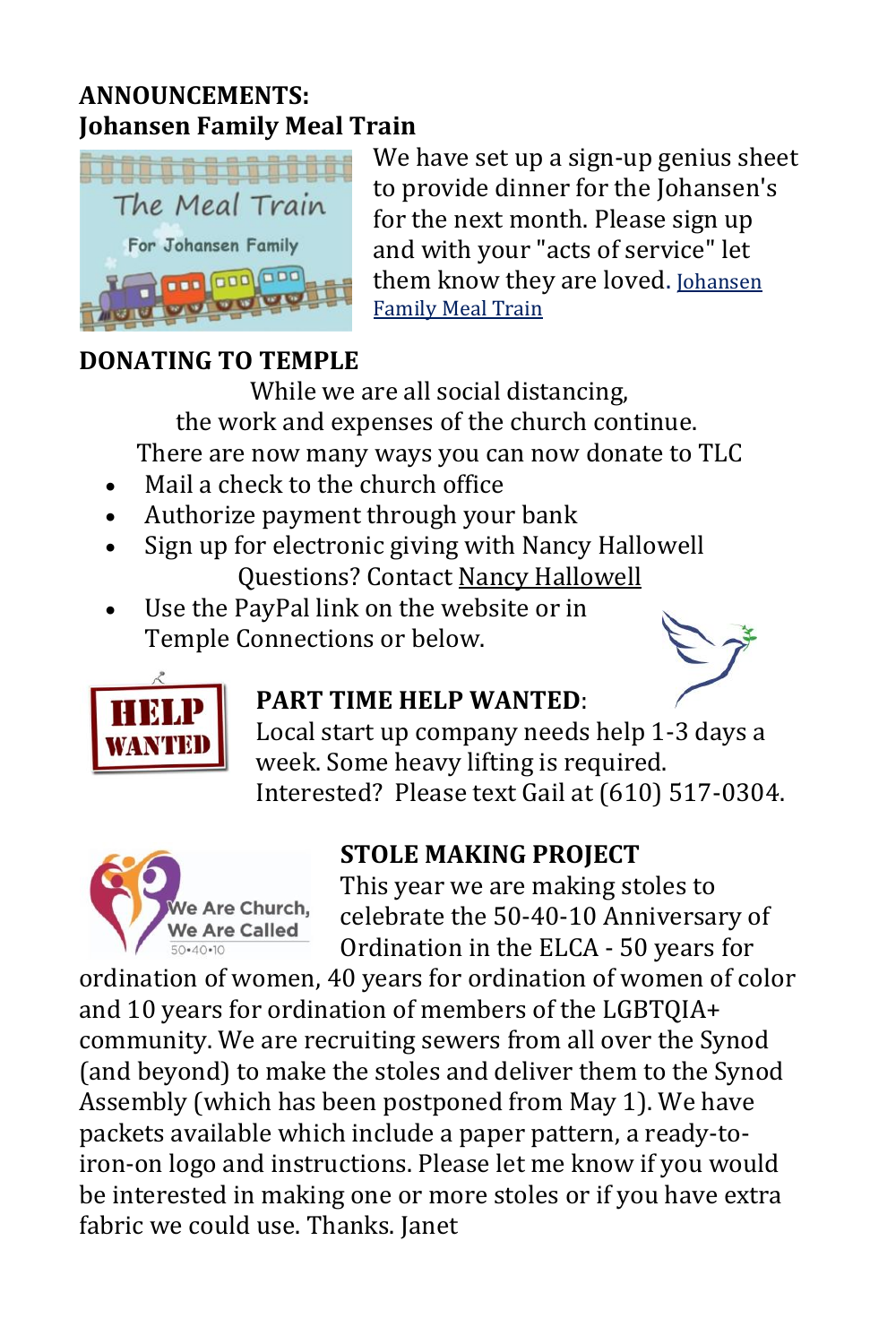**ANNOUNCEMENTS:**

**Johansen Family Meal Train**

We have set up a sign-up genius sheet to provide dinner for the Johansen's for the next month. Please sign up and with your "acts of service" let them know they are loved. Johansen Family Meal Train

**DONATING TO TEMPLE**

While we are all social distancing,
the work and expenses of the church continue.
There are now many ways you can now donate to TLC

- Mail a check to the church office
- Authorize payment through your bank
- Sign up for electronic giving with Nancy Hallowell

  Questions? Contact Nancy Hallowell
- Use the PayPal link on the website or in Temple Connections or below.

**PART TIME HELP WANTED**:
Local start up company needs help 1-3 days a week. Some heavy lifting is required. Interested? Please text Gail at (610) 517-0304.

**STOLE MAKING PROJECT**

This year we are making stoles to celebrate the 50-40-10 Anniversary of Ordination in the ELCA - 50 years for ordination of women, 40 years for ordination of women of color and 10 years for ordination of members of the LGBTQIA+ community. We are recruiting sewers from all over the Synod (and beyond) to make the stoles and deliver them to the Synod Assembly (which has been postponed from May 1). We have packets available which include a paper pattern, a ready-to-iron-on logo and instructions. Please let me know if you would be interested in making one or more stoles or if you have extra fabric we could use. Thanks. Janet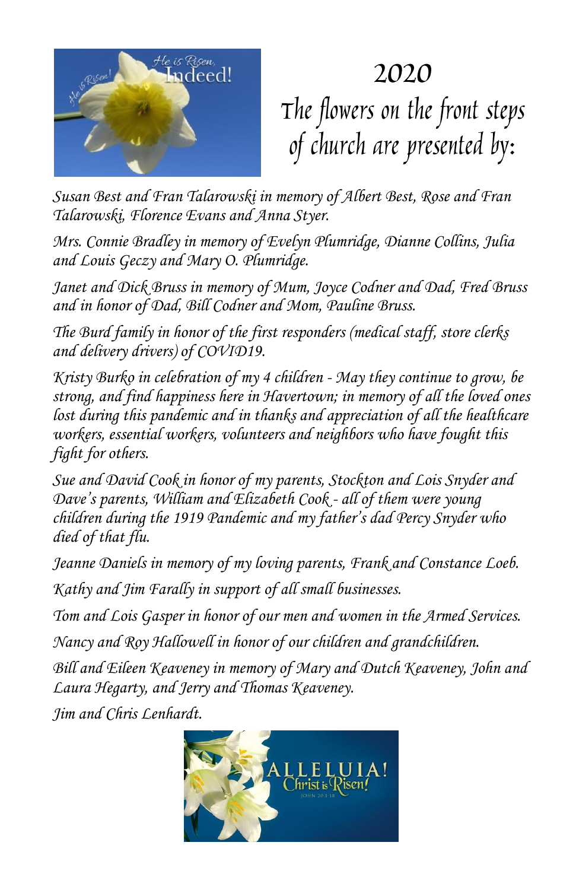# 2020

## The flowers on the front steps of church are presented by:

*Susan Best and Fran Talarowski in memory of Albert Best, Rose and Fran Talarowski, Florence Evans and Anna Styer.*

*Mrs. Connie Bradley in memory of Evelyn Plumridge, Dianne Collins, Julia and Louis Geczy and Mary O. Plumridge.*

*Janet and Dick Bruss in memory of Mum, Joyce Codner and Dad, Fred Bruss and in honor of Dad, Bill Codner and Mom, Pauline Bruss.*

*The Burd family in honor of the first responders (medical staff, store clerks and delivery drivers) of COVID19.*

*Kristy Burko in celebration of my 4 children - May they continue to grow, be strong, and find happiness here in Havertown; in memory of all the loved ones lost during this pandemic and in thanks and appreciation of all the healthcare workers, essential workers, volunteers and neighbors who have fought this fight for others.*

*Sue and David Cook in honor of my parents, Stockton and Lois Snyder and Dave's parents, William and Elizabeth Cook - all of them were young children during the 1919 Pandemic and my father's dad Percy Snyder who died of that flu.*

*Jeanne Daniels in memory of my loving parents, Frank and Constance Loeb.*

*Kathy and Jim Farally in support of all small businesses.*

*Tom and Lois Gasper in honor of our men and women in the Armed Services.*

*Nancy and Roy Hallowell in honor of our children and grandchildren.*

*Bill and Eileen Keaveney in memory of Mary and Dutch Keaveney, John and Laura Hegarty, and Jerry and Thomas Keaveney.*

*Jim and Chris Lenhardt.*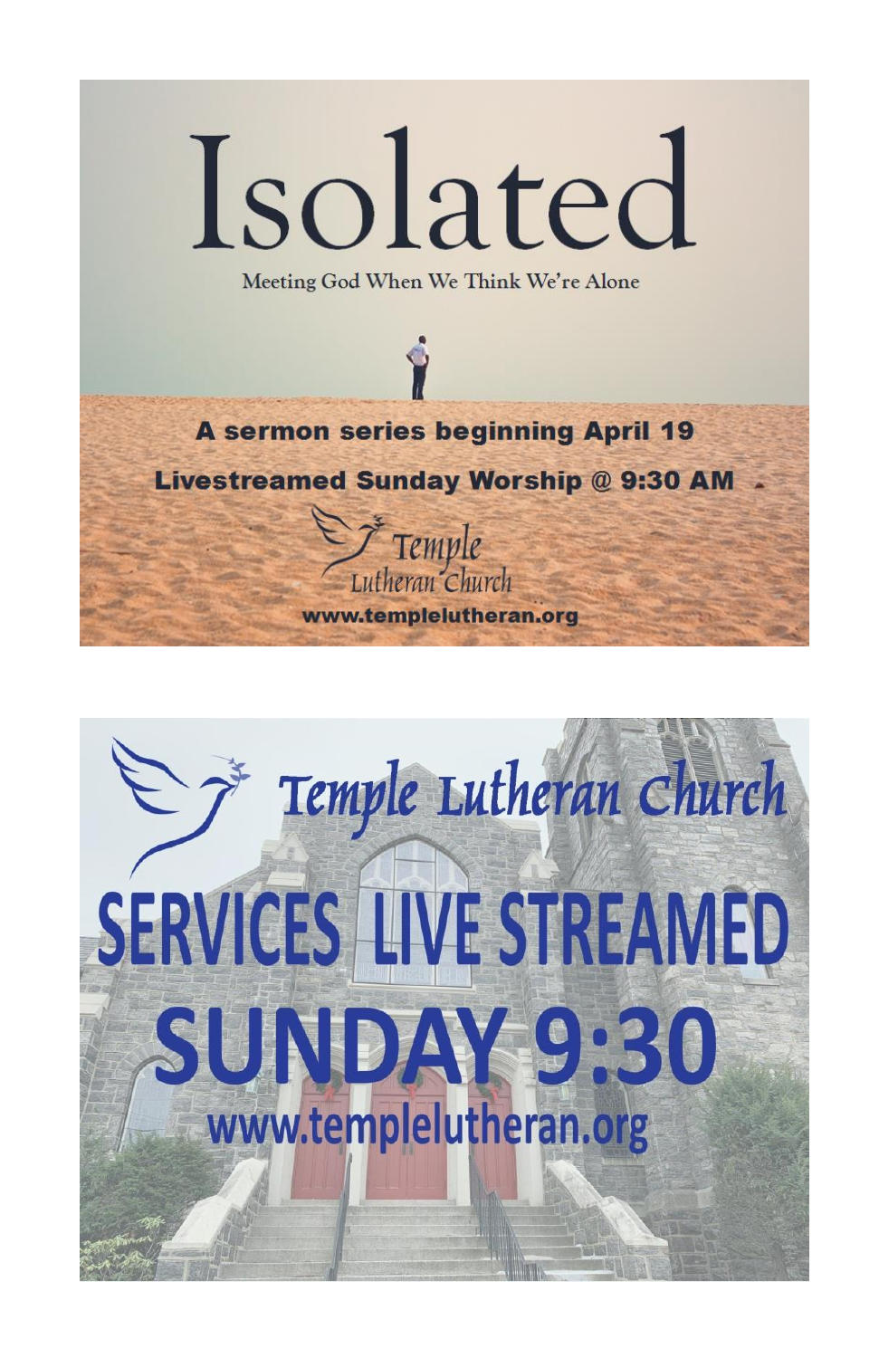# Isolated

Meeting God When We Think We're Alone

**A sermon series beginning April 19**

**Livestreamed Sunday Worship @ 9:30 AM**

Temple Lutheran Church

**www.templelutheran.org**

# Temple Lutheran Church

# SERVICES LIVE STREAMED

# SUNDAY 9:30

**www.templelutheran.org**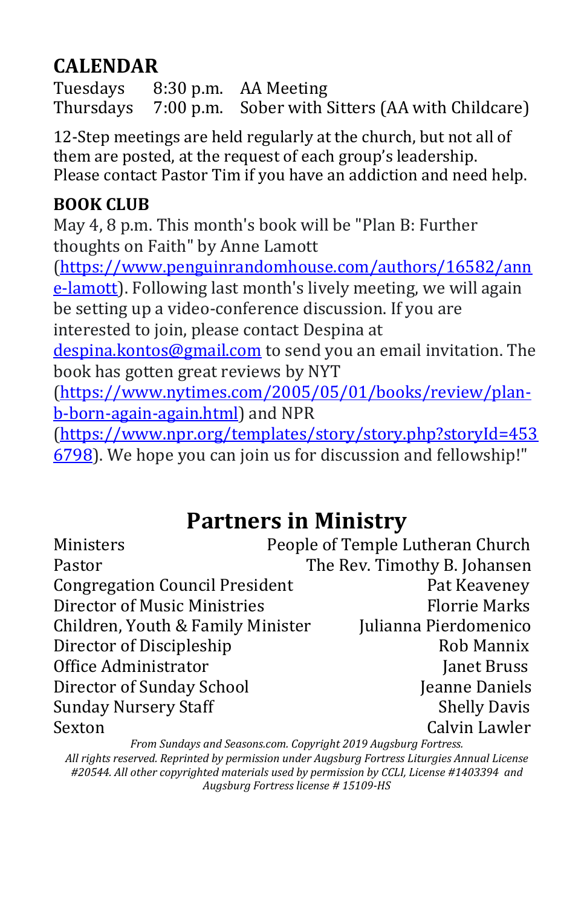## CALENDAR

| | | |
|---|---|---|
| Tuesdays | 8:30 p.m. | AA Meeting |
| Thursdays | 7:00 p.m. | Sober with Sitters (AA with Childcare) |

12-Step meetings are held regularly at the church, but not all of them are posted, at the request of each group's leadership. Please contact Pastor Tim if you have an addiction and need help.

### BOOK CLUB

May 4, 8 p.m. This month's book will be "Plan B: Further thoughts on Faith" by Anne Lamott (https://www.penguinrandomhouse.com/authors/16582/anne-lamott). Following last month's lively meeting, we will again be setting up a video-conference discussion. If you are interested to join, please contact Despina at despina.kontos@gmail.com to send you an email invitation. The book has gotten great reviews by NYT (https://www.nytimes.com/2005/05/01/books/review/plan-b-born-again-again.html) and NPR (https://www.npr.org/templates/story/story.php?storyId=4536798). We hope you can join us for discussion and fellowship!"

## Partners in Ministry

| | |
|---|---|
| Ministers | People of Temple Lutheran Church |
| Pastor | The Rev. Timothy B. Johansen |
| Congregation Council President | Pat Keaveney |
| Director of Music Ministries | Florrie Marks |
| Children, Youth & Family Minister | Julianna Pierdomenico |
| Director of Discipleship | Rob Mannix |
| Office Administrator | Janet Bruss |
| Director of Sunday School | Jeanne Daniels |
| Sunday Nursery Staff | Shelly Davis |
| Sexton | Calvin Lawler |

*From Sundays and Seasons.com. Copyright 2019 Augsburg Fortress. All rights reserved. Reprinted by permission under Augsburg Fortress Liturgies Annual License #20544. All other copyrighted materials used by permission by CCLI, License #1403394 and Augsburg Fortress license # 15109-HS*